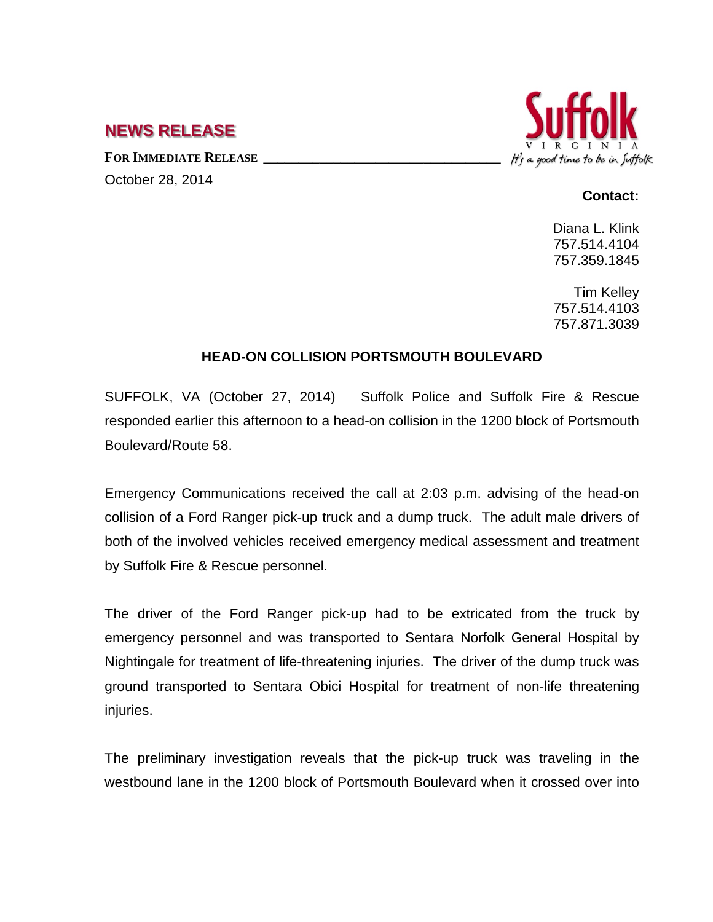# NEWS RELEASE

**FOR IMMEDIATE RELEASE**

October 28, 2014

Suffolk
VIRGINIA
It's a good time to be in Suffolk

**Contact:**

Diana L. Klink
757.514.4104
757.359.1845

Tim Kelley
757.514.4103
757.871.3039

## HEAD-ON COLLISION PORTSMOUTH BOULEVARD

SUFFOLK, VA (October 27, 2014) Suffolk Police and Suffolk Fire & Rescue responded earlier this afternoon to a head-on collision in the 1200 block of Portsmouth Boulevard/Route 58.

Emergency Communications received the call at 2:03 p.m. advising of the head-on collision of a Ford Ranger pick-up truck and a dump truck. The adult male drivers of both of the involved vehicles received emergency medical assessment and treatment by Suffolk Fire & Rescue personnel.

The driver of the Ford Ranger pick-up had to be extricated from the truck by emergency personnel and was transported to Sentara Norfolk General Hospital by Nightingale for treatment of life-threatening injuries. The driver of the dump truck was ground transported to Sentara Obici Hospital for treatment of non-life threatening injuries.

The preliminary investigation reveals that the pick-up truck was traveling in the westbound lane in the 1200 block of Portsmouth Boulevard when it crossed over into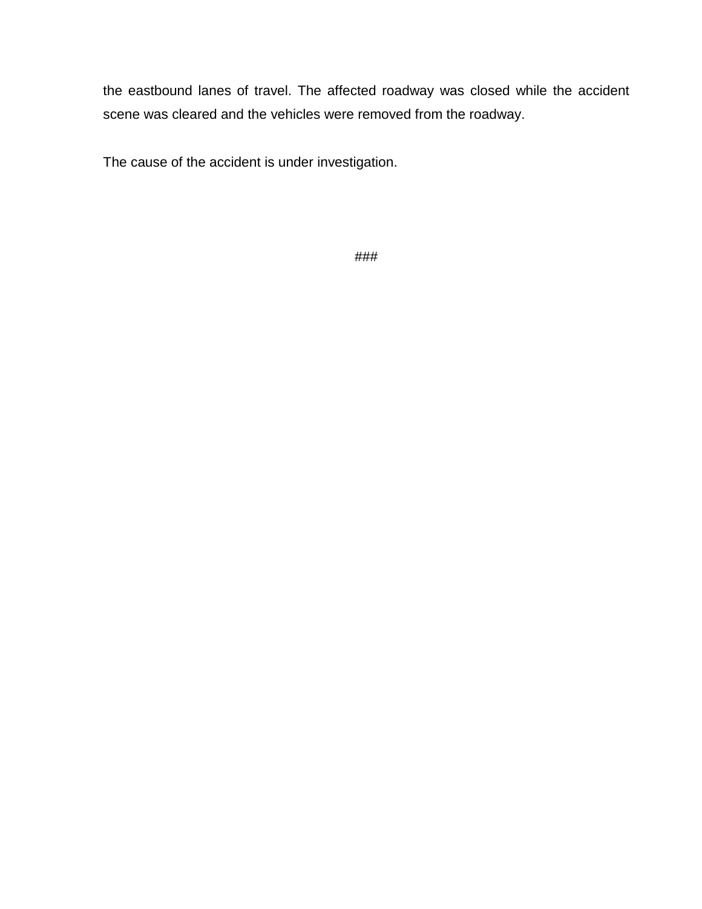the eastbound lanes of travel. The affected roadway was closed while the accident scene was cleared and the vehicles were removed from the roadway.

The cause of the accident is under investigation.

###